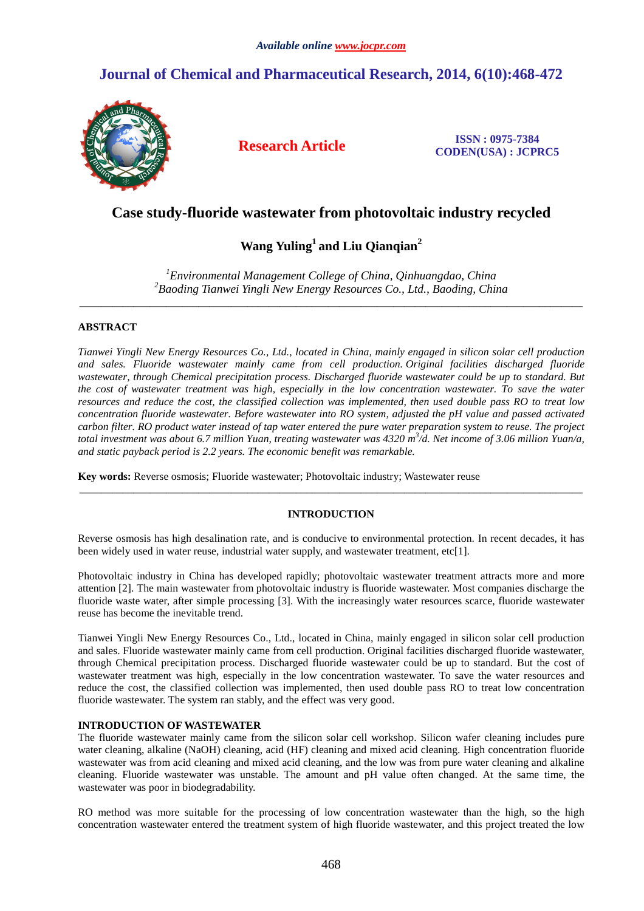*Available online www.jocpr.com*

# Journal of Chemical and Pharmaceutical Research, 2014, 6(10):468-472

**Research Article**

**ISSN : 0975-7384**
**CODEN(USA) : JCPRC5**

## Case study-fluoride wastewater from photovoltaic industry recycled

**Wang Yuling[1] and Liu Qianqian[2]**

*[1]Environmental Management College of China, Qinhuangdao, China*
*[2]Baoding Tianwei Yingli New Energy Resources Co., Ltd., Baoding, China*

---

### ABSTRACT

*Tianwei Yingli New Energy Resources Co., Ltd., located in China, mainly engaged in silicon solar cell production and sales. Fluoride wastewater mainly came from cell production. Original facilities discharged fluoride wastewater, through Chemical precipitation process. Discharged fluoride wastewater could be up to standard. But the cost of wastewater treatment was high, especially in the low concentration wastewater. To save the water resources and reduce the cost, the classified collection was implemented, then used double pass RO to treat low concentration fluoride wastewater. Before wastewater into RO system, adjusted the pH value and passed activated carbon filter. RO product water instead of tap water entered the pure water preparation system to reuse. The project total investment was about 6.7 million Yuan, treating wastewater was 4320 $m^3$/d. Net income of 3.06 million Yuan/a, and static payback period is 2.2 years. The economic benefit was remarkable.*

**Key words:** Reverse osmosis; Fluoride wastewater; Photovoltaic industry; Wastewater reuse

---

### INTRODUCTION

Reverse osmosis has high desalination rate, and is conducive to environmental protection. In recent decades, it has been widely used in water reuse, industrial water supply, and wastewater treatment, etc[1].

Photovoltaic industry in China has developed rapidly; photovoltaic wastewater treatment attracts more and more attention [2]. The main wastewater from photovoltaic industry is fluoride wastewater. Most companies discharge the fluoride waste water, after simple processing [3]. With the increasingly water resources scarce, fluoride wastewater reuse has become the inevitable trend.

Tianwei Yingli New Energy Resources Co., Ltd., located in China, mainly engaged in silicon solar cell production and sales. Fluoride wastewater mainly came from cell production. Original facilities discharged fluoride wastewater, through Chemical precipitation process. Discharged fluoride wastewater could be up to standard. But the cost of wastewater treatment was high, especially in the low concentration wastewater. To save the water resources and reduce the cost, the classified collection was implemented, then used double pass RO to treat low concentration fluoride wastewater. The system ran stably, and the effect was very good.

### INTRODUCTION OF WASTEWATER

The fluoride wastewater mainly came from the silicon solar cell workshop. Silicon wafer cleaning includes pure water cleaning, alkaline (NaOH) cleaning, acid (HF) cleaning and mixed acid cleaning. High concentration fluoride wastewater was from acid cleaning and mixed acid cleaning, and the low was from pure water cleaning and alkaline cleaning. Fluoride wastewater was unstable. The amount and pH value often changed. At the same time, the wastewater was poor in biodegradability.

RO method was more suitable for the processing of low concentration wastewater than the high, so the high concentration wastewater entered the treatment system of high fluoride wastewater, and this project treated the low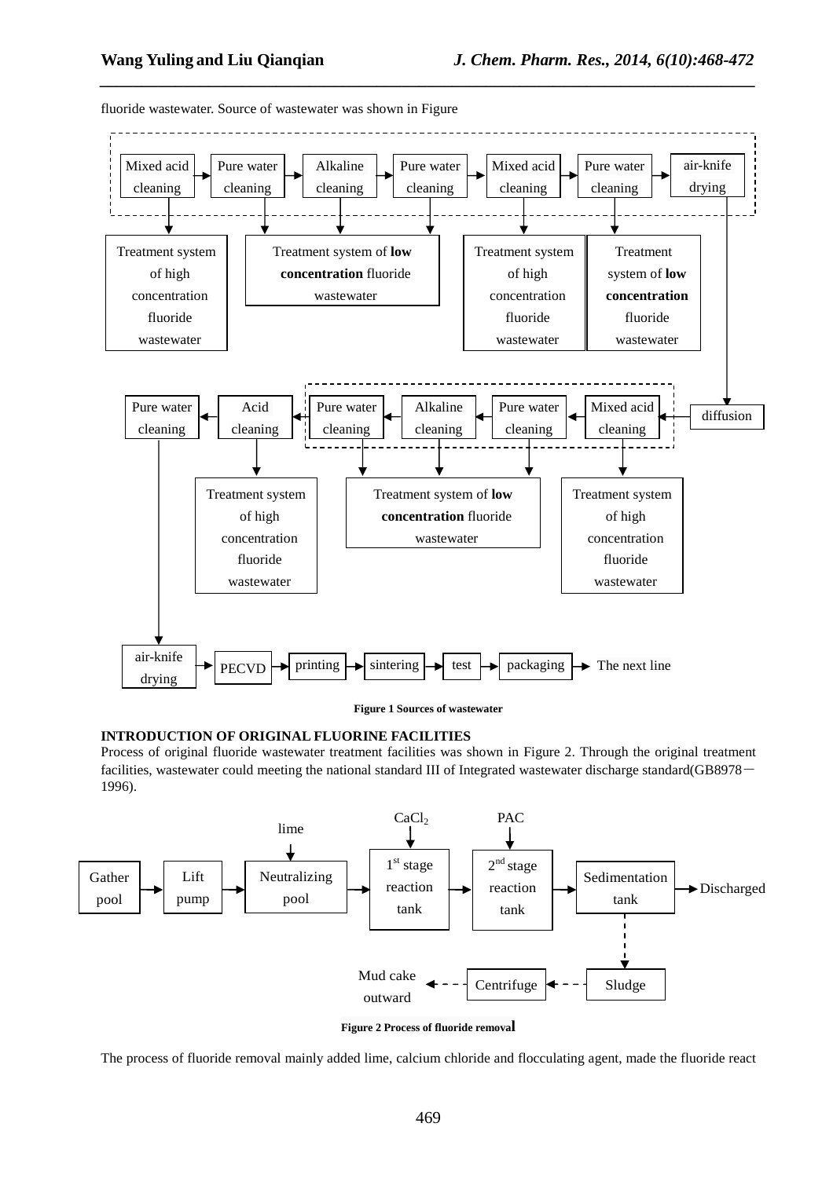fluoride wastewater. Source of wastewater was shown in Figure

Figure 1 Sources of wastewater

**INTRODUCTION OF ORIGINAL FLUORINE FACILITIES**

Process of original fluoride wastewater treatment facilities was shown in Figure 2. Through the original treatment facilities, wastewater could meeting the national standard III of Integrated wastewater discharge standard(GB8978－1996).

Figure 2 Process of fluoride removal

The process of fluoride removal mainly added lime, calcium chloride and flocculating agent, made the fluoride react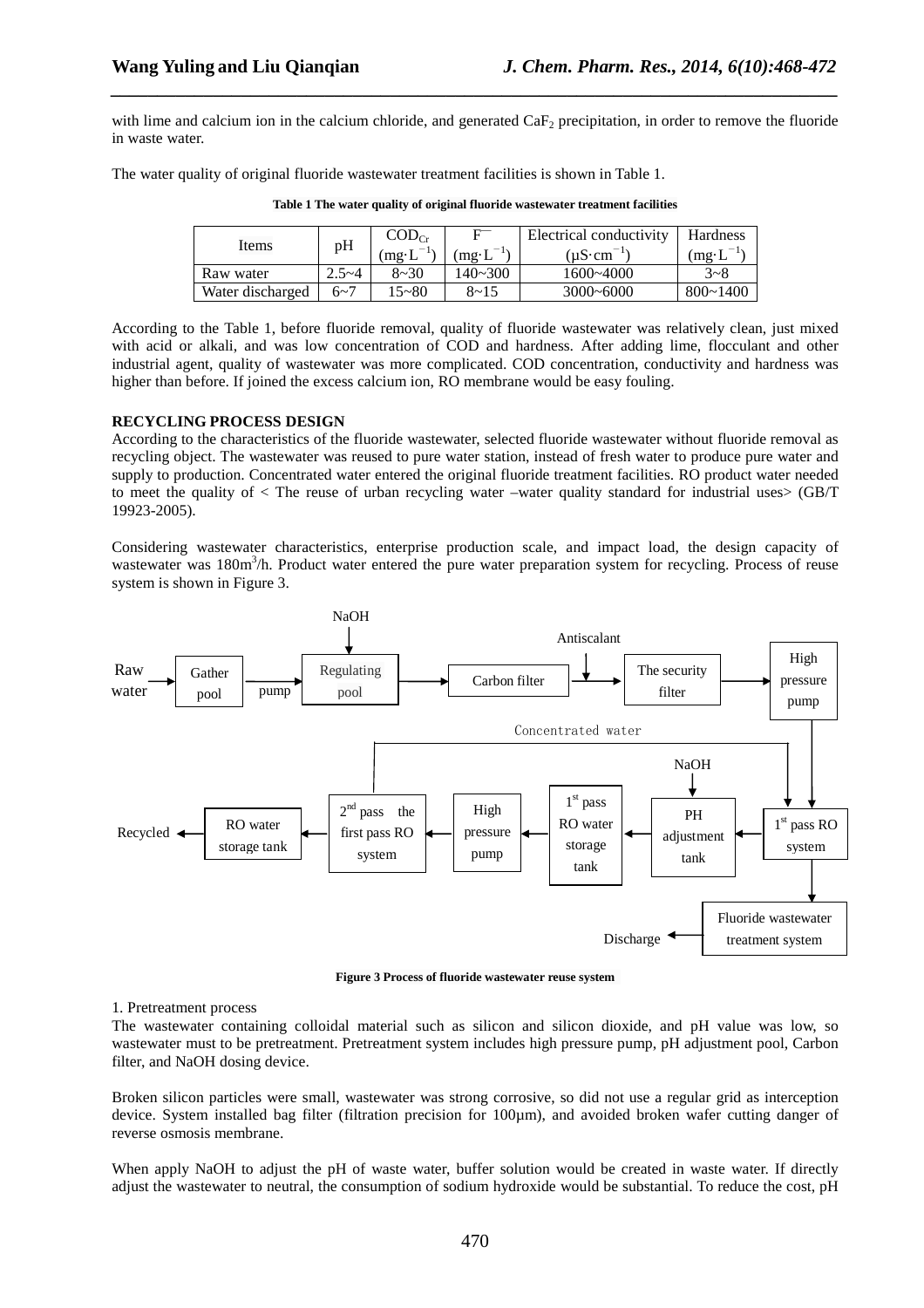with lime and calcium ion in the calcium chloride, and generated $CaF_2$ precipitation, in order to remove the fluoride in waste water.

The water quality of original fluoride wastewater treatment facilities is shown in Table 1.

**Table 1 The water quality of original fluoride wastewater treatment facilities**

| Items | pH | $COD_{Cr}$ $(mg \cdot L^{-1})$ | $F^{-}$ $(mg \cdot L^{-1})$ | Electrical conductivity $(\mu S \cdot cm^{-1})$ | Hardness $(mg \cdot L^{-1})$ |
|---|---|---|---|---|---|
| Raw water | 2.5~4 | 8~30 | 140~300 | 1600~4000 | 3~8 |
| Water discharged | 6~7 | 15~80 | 8~15 | 3000~6000 | 800~1400 |

According to the Table 1, before fluoride removal, quality of fluoride wastewater was relatively clean, just mixed with acid or alkali, and was low concentration of COD and hardness. After adding lime, flocculant and other industrial agent, quality of wastewater was more complicated. COD concentration, conductivity and hardness was higher than before. If joined the excess calcium ion, RO membrane would be easy fouling.

**RECYCLING PROCESS DESIGN**

According to the characteristics of the fluoride wastewater, selected fluoride wastewater without fluoride removal as recycling object. The wastewater was reused to pure water station, instead of fresh water to produce pure water and supply to production. Concentrated water entered the original fluoride treatment facilities. RO product water needed to meet the quality of < The reuse of urban recycling water –water quality standard for industrial uses> (GB/T 19923-2005).

Considering wastewater characteristics, enterprise production scale, and impact load, the design capacity of wastewater was $180m^3/h$. Product water entered the pure water preparation system for recycling. Process of reuse system is shown in Figure 3.

Raw water → Gather pool → pump → Regulating pool (NaOH) → Carbon filter → (Antiscalant) → The security filter → High pressure pump → $1^{st}$ pass RO system → PH adjustment tank (NaOH) → $1^{st}$ pass RO water storage tank → High pressure pump → $2^{nd}$ pass the first pass RO system → RO water storage tank → Recycled

Concentrated water → $1^{st}$ pass RO system → Fluoride wastewater treatment system → Discharge

**Figure 3 Process of fluoride wastewater reuse system**

1. Pretreatment process

The wastewater containing colloidal material such as silicon and silicon dioxide, and pH value was low, so wastewater must to be pretreatment. Pretreatment system includes high pressure pump, pH adjustment pool, Carbon filter, and NaOH dosing device.

Broken silicon particles were small, wastewater was strong corrosive, so did not use a regular grid as interception device. System installed bag filter (filtration precision for 100μm), and avoided broken wafer cutting danger of reverse osmosis membrane.

When apply NaOH to adjust the pH of waste water, buffer solution would be created in waste water. If directly adjust the wastewater to neutral, the consumption of sodium hydroxide would be substantial. To reduce the cost, pH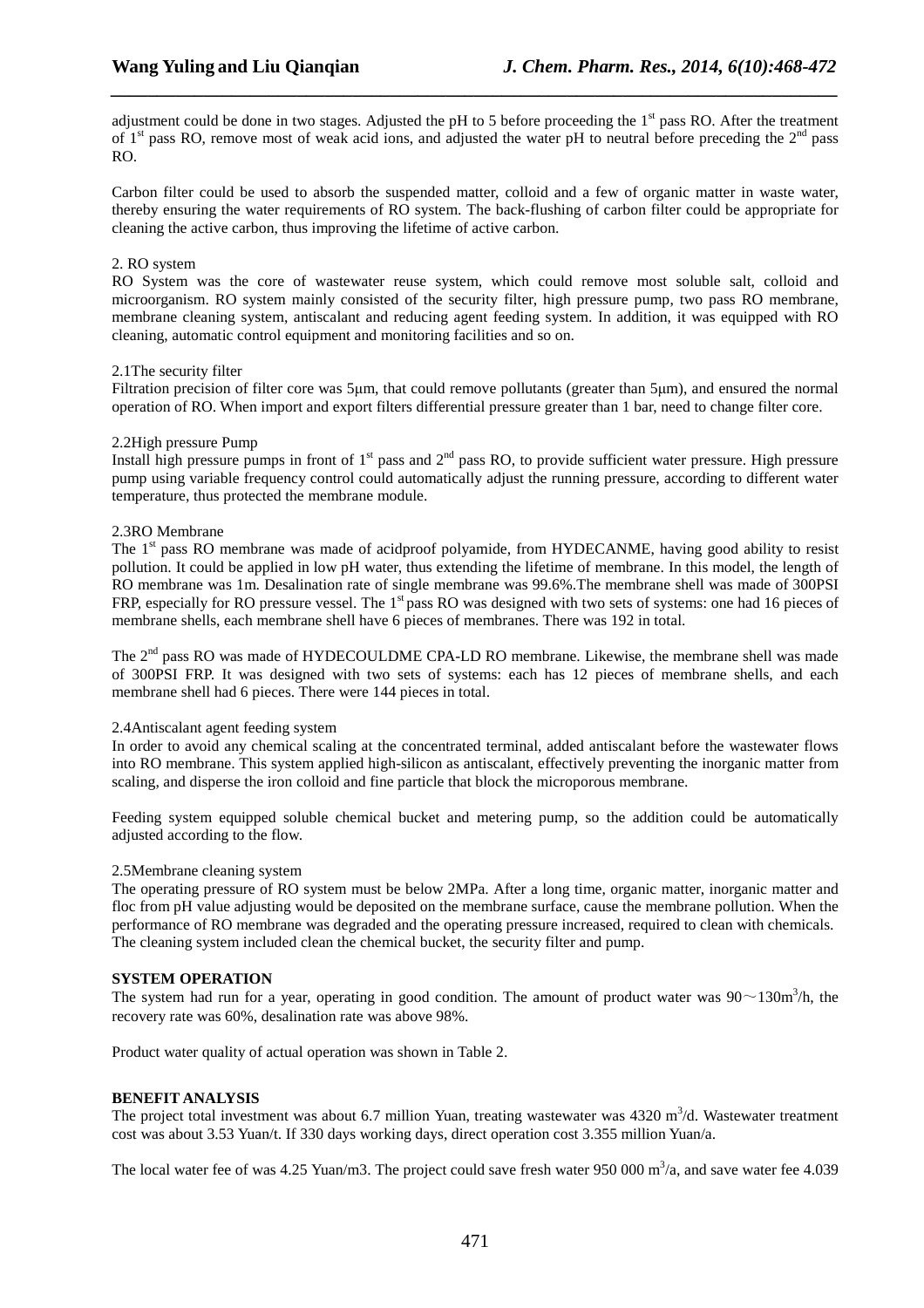adjustment could be done in two stages. Adjusted the pH to 5 before proceeding the 1st pass RO. After the treatment of 1st pass RO, remove most of weak acid ions, and adjusted the water pH to neutral before preceding the 2nd pass RO.

Carbon filter could be used to absorb the suspended matter, colloid and a few of organic matter in waste water, thereby ensuring the water requirements of RO system. The back-flushing of carbon filter could be appropriate for cleaning the active carbon, thus improving the lifetime of active carbon.

2. RO system

RO System was the core of wastewater reuse system, which could remove most soluble salt, colloid and microorganism. RO system mainly consisted of the security filter, high pressure pump, two pass RO membrane, membrane cleaning system, antiscalant and reducing agent feeding system. In addition, it was equipped with RO cleaning, automatic control equipment and monitoring facilities and so on.

2.1The security filter

Filtration precision of filter core was 5μm, that could remove pollutants (greater than 5μm), and ensured the normal operation of RO. When import and export filters differential pressure greater than 1 bar, need to change filter core.

2.2High pressure Pump

Install high pressure pumps in front of 1st pass and 2nd pass RO, to provide sufficient water pressure. High pressure pump using variable frequency control could automatically adjust the running pressure, according to different water temperature, thus protected the membrane module.

2.3RO Membrane

The 1st pass RO membrane was made of acidproof polyamide, from HYDECANME, having good ability to resist pollution. It could be applied in low pH water, thus extending the lifetime of membrane. In this model, the length of RO membrane was 1m. Desalination rate of single membrane was 99.6%.The membrane shell was made of 300PSI FRP, especially for RO pressure vessel. The 1st pass RO was designed with two sets of systems: one had 16 pieces of membrane shells, each membrane shell have 6 pieces of membranes. There was 192 in total.

The 2nd pass RO was made of HYDECOULDME CPA-LD RO membrane. Likewise, the membrane shell was made of 300PSI FRP. It was designed with two sets of systems: each has 12 pieces of membrane shells, and each membrane shell had 6 pieces. There were 144 pieces in total.

2.4Antiscalant agent feeding system

In order to avoid any chemical scaling at the concentrated terminal, added antiscalant before the wastewater flows into RO membrane. This system applied high-silicon as antiscalant, effectively preventing the inorganic matter from scaling, and disperse the iron colloid and fine particle that block the microporous membrane.

Feeding system equipped soluble chemical bucket and metering pump, so the addition could be automatically adjusted according to the flow.

2.5Membrane cleaning system

The operating pressure of RO system must be below 2MPa. After a long time, organic matter, inorganic matter and floc from pH value adjusting would be deposited on the membrane surface, cause the membrane pollution. When the performance of RO membrane was degraded and the operating pressure increased, required to clean with chemicals. The cleaning system included clean the chemical bucket, the security filter and pump.

**SYSTEM OPERATION**

The system had run for a year, operating in good condition. The amount of product water was 90～130$m^3$/h, the recovery rate was 60%, desalination rate was above 98%.

Product water quality of actual operation was shown in Table 2.

**BENEFIT ANALYSIS**

The project total investment was about 6.7 million Yuan, treating wastewater was 4320 $m^3$/d. Wastewater treatment cost was about 3.53 Yuan/t. If 330 days working days, direct operation cost 3.355 million Yuan/a.

The local water fee of was 4.25 Yuan/m3. The project could save fresh water 950 000 $m^3$/a, and save water fee 4.039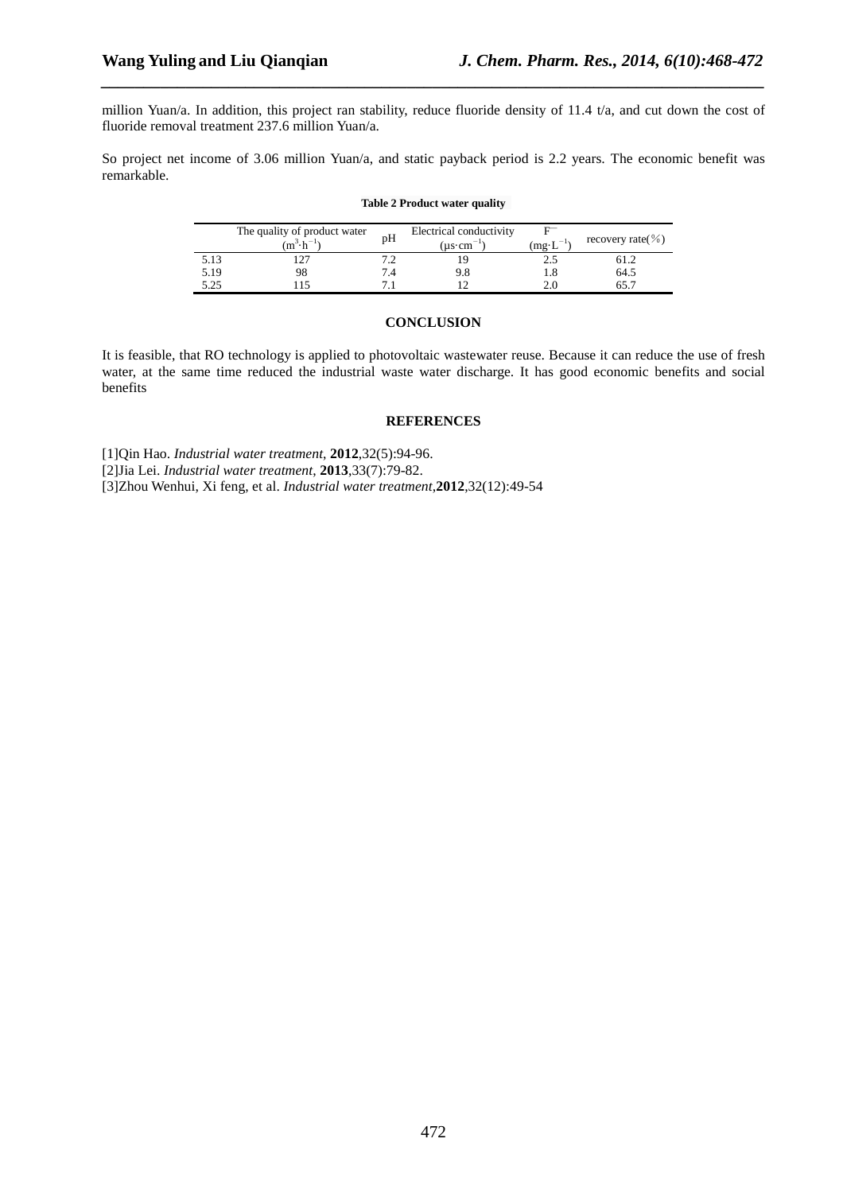million Yuan/a. In addition, this project ran stability, reduce fluoride density of 11.4 t/a, and cut down the cost of fluoride removal treatment 237.6 million Yuan/a.

So project net income of 3.06 million Yuan/a, and static payback period is 2.2 years. The economic benefit was remarkable.

**Table 2 Product water quality**

| | The quality of product water ($m^3 \cdot h^{-1}$) | pH | Electrical conductivity ($\mu s \cdot cm^{-1}$) | $F^-$ ($mg \cdot L^{-1}$) | recovery rate(%) |
|---|---|---|---|---|---|
| 5.13 | 127 | 7.2 | 19 | 2.5 | 61.2 |
| 5.19 | 98 | 7.4 | 9.8 | 1.8 | 64.5 |
| 5.25 | 115 | 7.1 | 12 | 2.0 | 65.7 |

## CONCLUSION

It is feasible, that RO technology is applied to photovoltaic wastewater reuse. Because it can reduce the use of fresh water, at the same time reduced the industrial waste water discharge. It has good economic benefits and social benefits

## REFERENCES

[1]Qin Hao. *Industrial water treatment*, **2012**,32(5):94-96.
[2]Jia Lei. *Industrial water treatment*, **2013**,33(7):79-82.
[3]Zhou Wenhui, Xi feng, et al. *Industrial water treatment*,**2012**,32(12):49-54